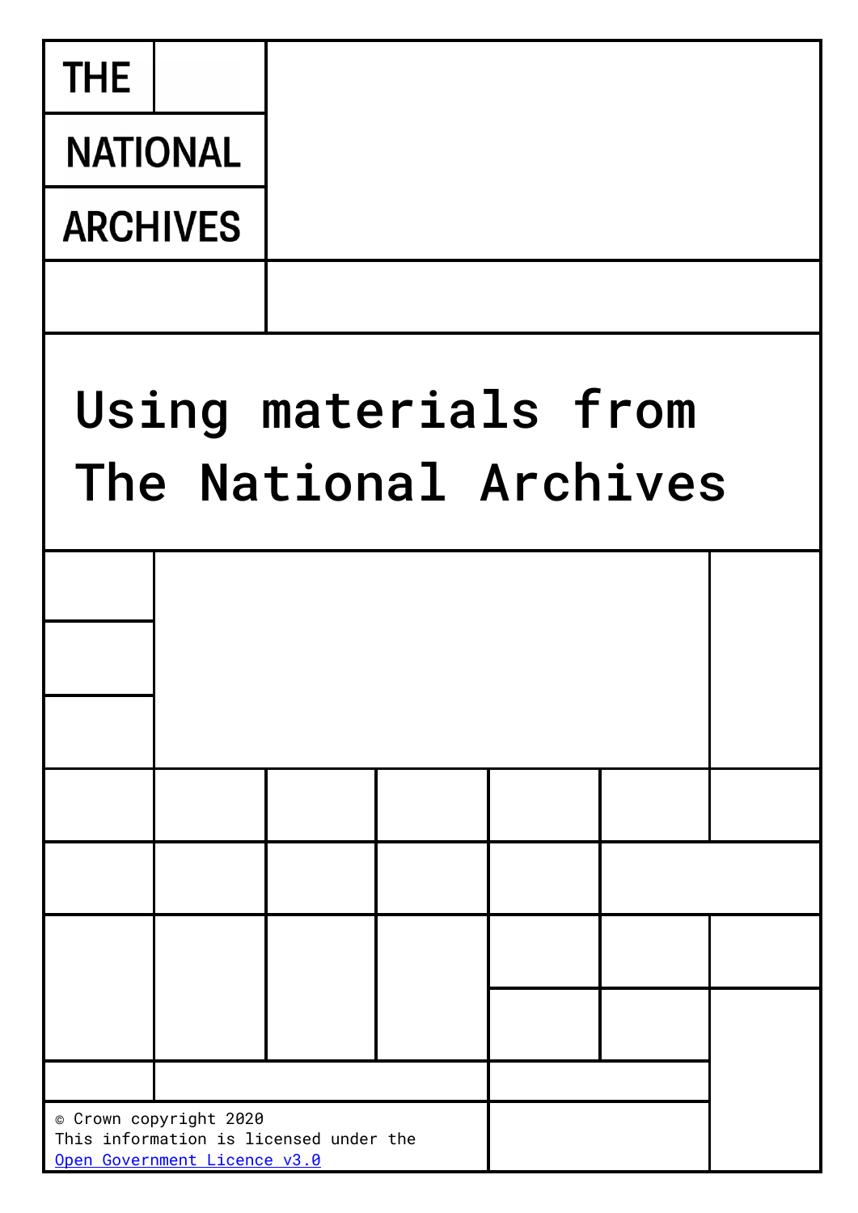THE NATIONAL ARCHIVES

# Using materials from The National Archives

© Crown copyright 2020
This information is licensed under the [Open Government Licence v3.0](https://www.nationalarchives.gov.uk/doc/open-government-licence/version/3/)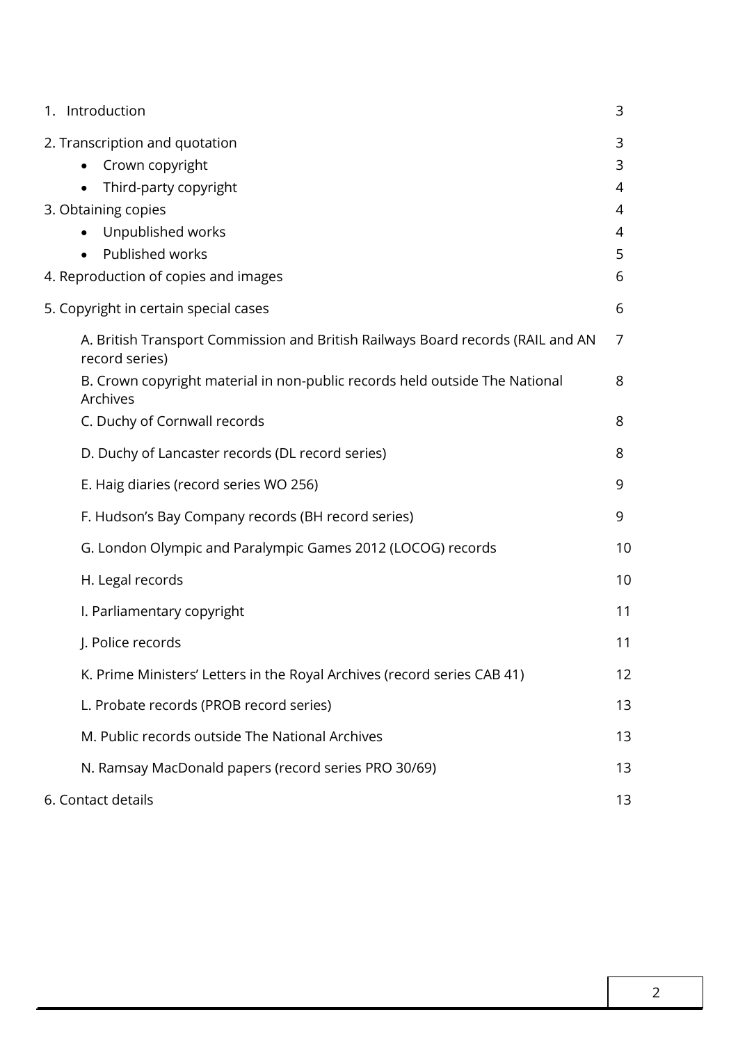| | |
|---|---|
| 1. Introduction | 3 |
| 2. Transcription and quotation | 3 |
| • Crown copyright | 3 |
| • Third-party copyright | 4 |
| 3. Obtaining copies | 4 |
| • Unpublished works | 4 |
| • Published works | 5 |
| 4. Reproduction of copies and images | 6 |
| 5. Copyright in certain special cases | 6 |
| A. British Transport Commission and British Railways Board records (RAIL and AN record series) | 7 |
| B. Crown copyright material in non-public records held outside The National Archives | 8 |
| C. Duchy of Cornwall records | 8 |
| D. Duchy of Lancaster records (DL record series) | 8 |
| E. Haig diaries (record series WO 256) | 9 |
| F. Hudson's Bay Company records (BH record series) | 9 |
| G. London Olympic and Paralympic Games 2012 (LOCOG) records | 10 |
| H. Legal records | 10 |
| I. Parliamentary copyright | 11 |
| J. Police records | 11 |
| K. Prime Ministers' Letters in the Royal Archives (record series CAB 41) | 12 |
| L. Probate records (PROB record series) | 13 |
| M. Public records outside The National Archives | 13 |
| N. Ramsay MacDonald papers (record series PRO 30/69) | 13 |
| 6. Contact details | 13 |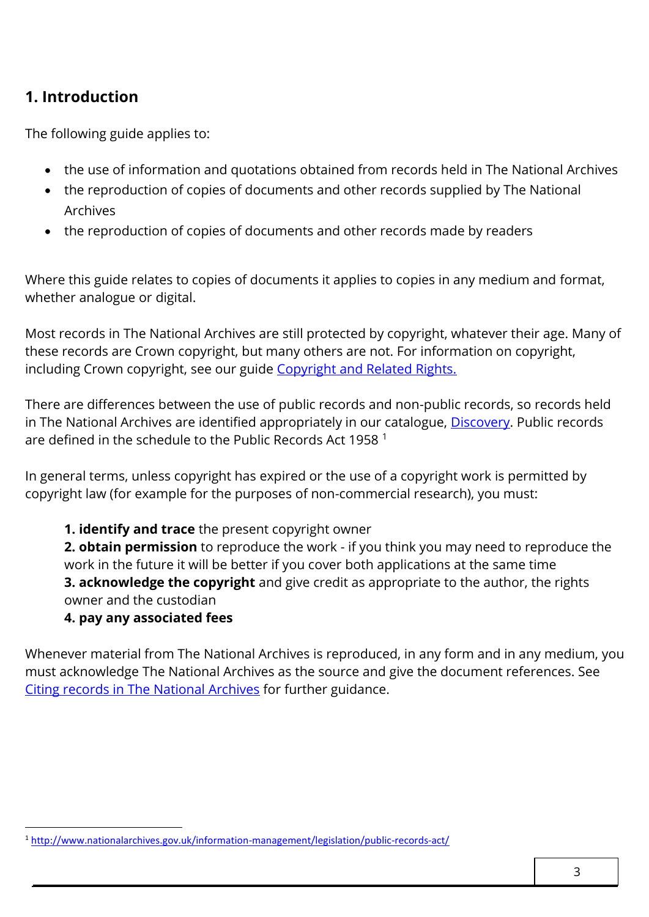## 1. Introduction

The following guide applies to:

- the use of information and quotations obtained from records held in The National Archives
- the reproduction of copies of documents and other records supplied by The National Archives
- the reproduction of copies of documents and other records made by readers

Where this guide relates to copies of documents it applies to copies in any medium and format, whether analogue or digital.

Most records in The National Archives are still protected by copyright, whatever their age. Many of these records are Crown copyright, but many others are not. For information on copyright, including Crown copyright, see our guide [Copyright and Related Rights.](#)

There are differences between the use of public records and non-public records, so records held in The National Archives are identified appropriately in our catalogue, [Discovery](#). Public records are defined in the schedule to the Public Records Act 1958 [1]

In general terms, unless copyright has expired or the use of a copyright work is permitted by copyright law (for example for the purposes of non-commercial research), you must:

1. **identify and trace** the present copyright owner
2. **obtain permission** to reproduce the work - if you think you may need to reproduce the work in the future it will be better if you cover both applications at the same time
3. **acknowledge the copyright** and give credit as appropriate to the author, the rights owner and the custodian
4. **pay any associated fees**

Whenever material from The National Archives is reproduced, in any form and in any medium, you must acknowledge The National Archives as the source and give the document references. See [Citing records in The National Archives](#) for further guidance.

---

[1] http://www.nationalarchives.gov.uk/information-management/legislation/public-records-act/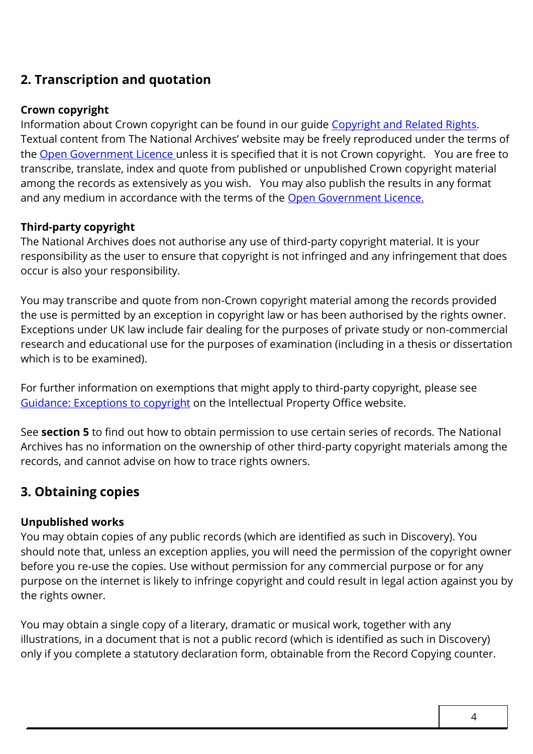## 2. Transcription and quotation

### Crown copyright

Information about Crown copyright can be found in our guide [Copyright and Related Rights](). Textual content from The National Archives' website may be freely reproduced under the terms of the [Open Government Licence]() unless it is specified that it is not Crown copyright. You are free to transcribe, translate, index and quote from published or unpublished Crown copyright material among the records as extensively as you wish. You may also publish the results in any format and any medium in accordance with the terms of the [Open Government Licence.]()

### Third-party copyright

The National Archives does not authorise any use of third-party copyright material. It is your responsibility as the user to ensure that copyright is not infringed and any infringement that does occur is also your responsibility.

You may transcribe and quote from non-Crown copyright material among the records provided the use is permitted by an exception in copyright law or has been authorised by the rights owner. Exceptions under UK law include fair dealing for the purposes of private study or non-commercial research and educational use for the purposes of examination (including in a thesis or dissertation which is to be examined).

For further information on exemptions that might apply to third-party copyright, please see [Guidance: Exceptions to copyright]() on the Intellectual Property Office website.

See **section 5** to find out how to obtain permission to use certain series of records. The National Archives has no information on the ownership of other third-party copyright materials among the records, and cannot advise on how to trace rights owners.

## 3. Obtaining copies

### Unpublished works

You may obtain copies of any public records (which are identified as such in Discovery). You should note that, unless an exception applies, you will need the permission of the copyright owner before you re-use the copies. Use without permission for any commercial purpose or for any purpose on the internet is likely to infringe copyright and could result in legal action against you by the rights owner.

You may obtain a single copy of a literary, dramatic or musical work, together with any illustrations, in a document that is not a public record (which is identified as such in Discovery) only if you complete a statutory declaration form, obtainable from the Record Copying counter.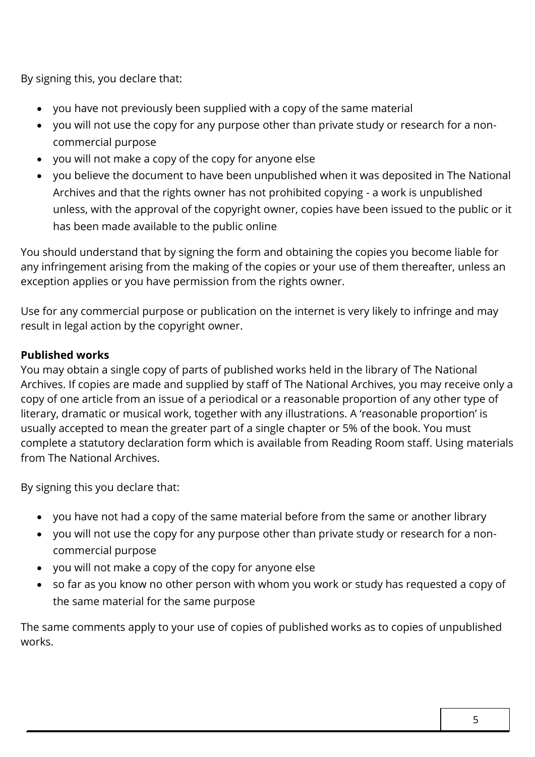By signing this, you declare that:

- you have not previously been supplied with a copy of the same material
- you will not use the copy for any purpose other than private study or research for a non-commercial purpose
- you will not make a copy of the copy for anyone else
- you believe the document to have been unpublished when it was deposited in The National Archives and that the rights owner has not prohibited copying - a work is unpublished unless, with the approval of the copyright owner, copies have been issued to the public or it has been made available to the public online

You should understand that by signing the form and obtaining the copies you become liable for any infringement arising from the making of the copies or your use of them thereafter, unless an exception applies or you have permission from the rights owner.

Use for any commercial purpose or publication on the internet is very likely to infringe and may result in legal action by the copyright owner.

**Published works**
You may obtain a single copy of parts of published works held in the library of The National Archives. If copies are made and supplied by staff of The National Archives, you may receive only a copy of one article from an issue of a periodical or a reasonable proportion of any other type of literary, dramatic or musical work, together with any illustrations. A 'reasonable proportion' is usually accepted to mean the greater part of a single chapter or 5% of the book. You must complete a statutory declaration form which is available from Reading Room staff. Using materials from The National Archives.

By signing this you declare that:

- you have not had a copy of the same material before from the same or another library
- you will not use the copy for any purpose other than private study or research for a non-commercial purpose
- you will not make a copy of the copy for anyone else
- so far as you know no other person with whom you work or study has requested a copy of the same material for the same purpose

The same comments apply to your use of copies of published works as to copies of unpublished works.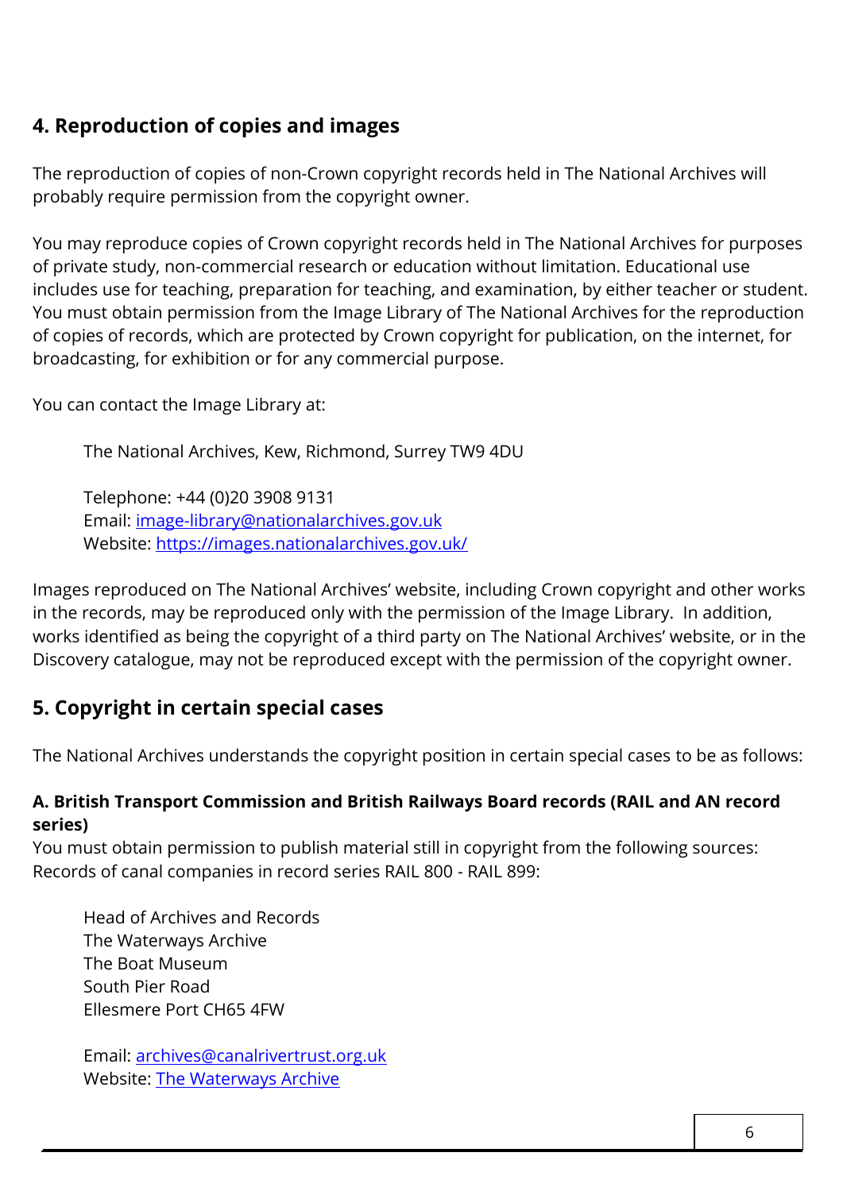## 4. Reproduction of copies and images

The reproduction of copies of non-Crown copyright records held in The National Archives will probably require permission from the copyright owner.

You may reproduce copies of Crown copyright records held in The National Archives for purposes of private study, non-commercial research or education without limitation. Educational use includes use for teaching, preparation for teaching, and examination, by either teacher or student. You must obtain permission from the Image Library of The National Archives for the reproduction of copies of records, which are protected by Crown copyright for publication, on the internet, for broadcasting, for exhibition or for any commercial purpose.

You can contact the Image Library at:

> The National Archives, Kew, Richmond, Surrey TW9 4DU
>
> Telephone: +44 (0)20 3908 9131
> Email: [image-library@nationalarchives.gov.uk](mailto:image-library@nationalarchives.gov.uk)
> Website: [https://images.nationalarchives.gov.uk/](https://images.nationalarchives.gov.uk/)

Images reproduced on The National Archives' website, including Crown copyright and other works in the records, may be reproduced only with the permission of the Image Library. In addition, works identified as being the copyright of a third party on The National Archives' website, or in the Discovery catalogue, may not be reproduced except with the permission of the copyright owner.

## 5. Copyright in certain special cases

The National Archives understands the copyright position in certain special cases to be as follows:

### A. British Transport Commission and British Railways Board records (RAIL and AN record series)

You must obtain permission to publish material still in copyright from the following sources:
Records of canal companies in record series RAIL 800 - RAIL 899:

> Head of Archives and Records
> The Waterways Archive
> The Boat Museum
> South Pier Road
> Ellesmere Port CH65 4FW
>
> Email: [archives@canalrivertrust.org.uk](mailto:archives@canalrivertrust.org.uk)
> Website: The Waterways Archive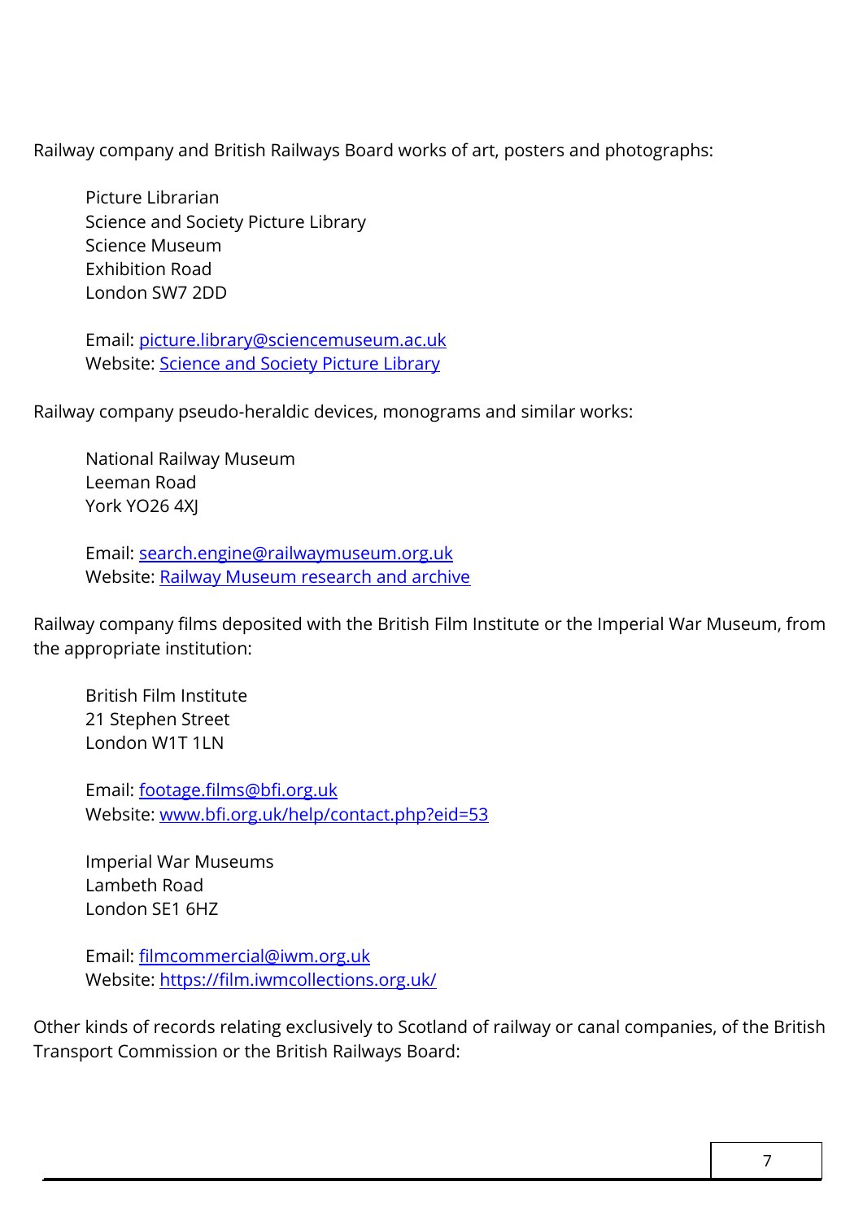Railway company and British Railways Board works of art, posters and photographs:

Picture Librarian
Science and Society Picture Library
Science Museum
Exhibition Road
London SW7 2DD

Email: [picture.library@sciencemuseum.ac.uk](mailto:picture.library@sciencemuseum.ac.uk)
Website: [Science and Society Picture Library]()

Railway company pseudo-heraldic devices, monograms and similar works:

National Railway Museum
Leeman Road
York YO26 4XJ

Email: [search.engine@railwaymuseum.org.uk](mailto:search.engine@railwaymuseum.org.uk)
Website: [Railway Museum research and archive]()

Railway company films deposited with the British Film Institute or the Imperial War Museum, from the appropriate institution:

British Film Institute
21 Stephen Street
London W1T 1LN

Email: [footage.films@bfi.org.uk](mailto:footage.films@bfi.org.uk)
Website: [www.bfi.org.uk/help/contact.php?eid=53](http://www.bfi.org.uk/help/contact.php?eid=53)

Imperial War Museums
Lambeth Road
London SE1 6HZ

Email: [filmcommercial@iwm.org.uk](mailto:filmcommercial@iwm.org.uk)
Website: [https://film.iwmcollections.org.uk/](https://film.iwmcollections.org.uk/)

Other kinds of records relating exclusively to Scotland of railway or canal companies, of the British Transport Commission or the British Railways Board: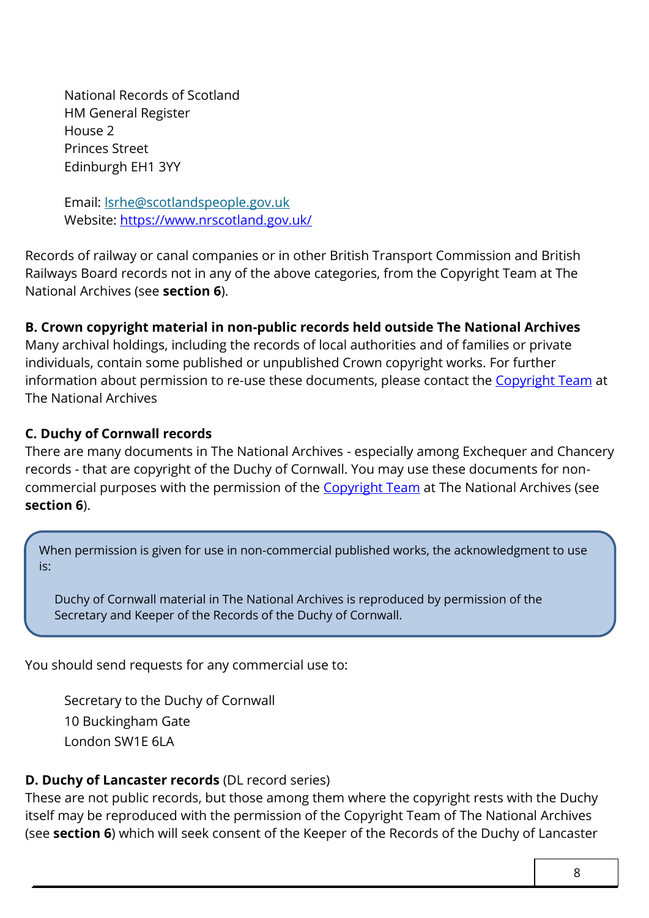National Records of Scotland  
HM General Register  
House 2  
Princes Street  
Edinburgh EH1 3YY

Email: lsrhe@scotlandspeople.gov.uk  
Website: https://www.nrscotland.gov.uk/

Records of railway or canal companies or in other British Transport Commission and British Railways Board records not in any of the above categories, from the Copyright Team at The National Archives (see **section 6**).

**B. Crown copyright material in non-public records held outside The National Archives**

Many archival holdings, including the records of local authorities and of families or private individuals, contain some published or unpublished Crown copyright works. For further information about permission to re-use these documents, please contact the Copyright Team at The National Archives

**C. Duchy of Cornwall records**

There are many documents in The National Archives - especially among Exchequer and Chancery records - that are copyright of the Duchy of Cornwall. You may use these documents for non-commercial purposes with the permission of the Copyright Team at The National Archives (see **section 6**).

> When permission is given for use in non-commercial published works, the acknowledgment to use is:
>
> Duchy of Cornwall material in The National Archives is reproduced by permission of the Secretary and Keeper of the Records of the Duchy of Cornwall.

You should send requests for any commercial use to:

Secretary to the Duchy of Cornwall  
10 Buckingham Gate  
London SW1E 6LA

**D. Duchy of Lancaster records** (DL record series)

These are not public records, but those among them where the copyright rests with the Duchy itself may be reproduced with the permission of the Copyright Team of The National Archives (see **section 6**) which will seek consent of the Keeper of the Records of the Duchy of Lancaster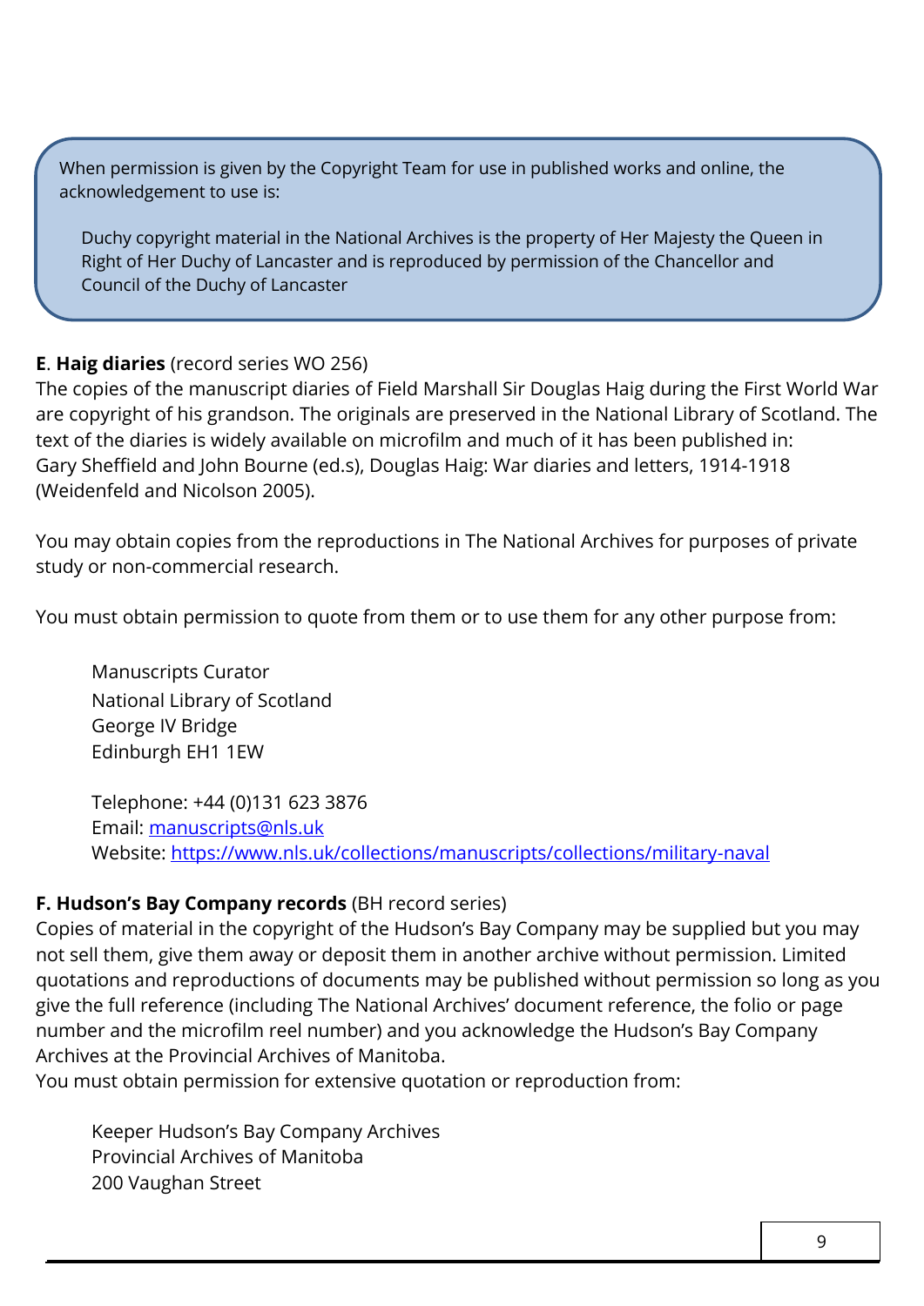When permission is given by the Copyright Team for use in published works and online, the acknowledgement to use is:

> Duchy copyright material in the National Archives is the property of Her Majesty the Queen in Right of Her Duchy of Lancaster and is reproduced by permission of the Chancellor and Council of the Duchy of Lancaster

**E**. **Haig diaries** (record series WO 256)
The copies of the manuscript diaries of Field Marshall Sir Douglas Haig during the First World War are copyright of his grandson. The originals are preserved in the National Library of Scotland. The text of the diaries is widely available on microfilm and much of it has been published in: Gary Sheffield and John Bourne (ed.s), Douglas Haig: War diaries and letters, 1914-1918 (Weidenfeld and Nicolson 2005).

You may obtain copies from the reproductions in The National Archives for purposes of private study or non-commercial research.

You must obtain permission to quote from them or to use them for any other purpose from:

> Manuscripts Curator
> National Library of Scotland
> George IV Bridge
> Edinburgh EH1 1EW
>
> Telephone: +44 (0)131 623 3876
> Email: [manuscripts@nls.uk](mailto:manuscripts@nls.uk)
> Website: [https://www.nls.uk/collections/manuscripts/collections/military-naval](https://www.nls.uk/collections/manuscripts/collections/military-naval)

**F. Hudson's Bay Company records** (BH record series)
Copies of material in the copyright of the Hudson's Bay Company may be supplied but you may not sell them, give them away or deposit them in another archive without permission. Limited quotations and reproductions of documents may be published without permission so long as you give the full reference (including The National Archives' document reference, the folio or page number and the microfilm reel number) and you acknowledge the Hudson's Bay Company Archives at the Provincial Archives of Manitoba.
You must obtain permission for extensive quotation or reproduction from:

> Keeper Hudson's Bay Company Archives
> Provincial Archives of Manitoba
> 200 Vaughan Street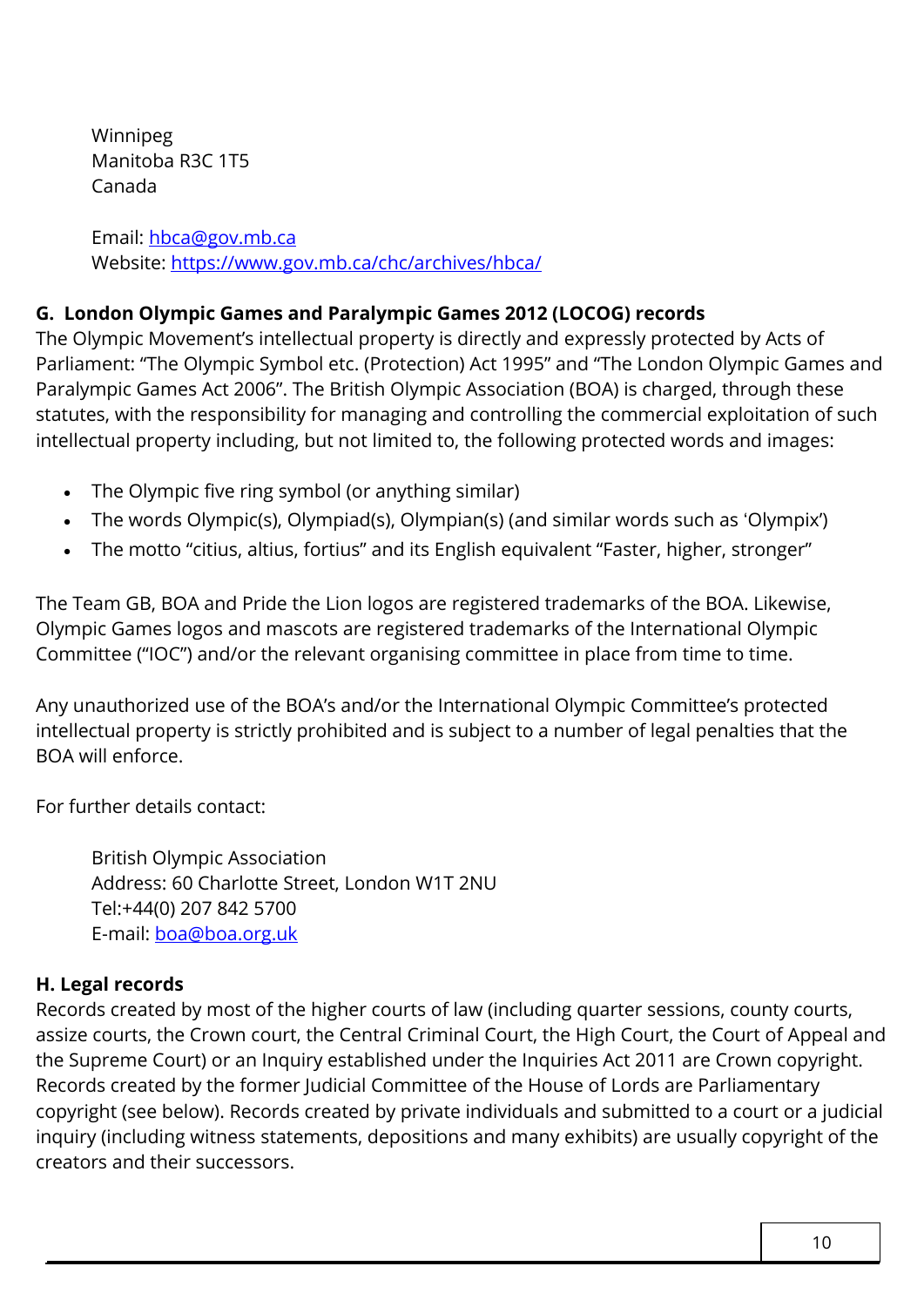Winnipeg
Manitoba R3C 1T5
Canada

Email: [hbca@gov.mb.ca](mailto:hbca@gov.mb.ca)
Website: [https://www.gov.mb.ca/chc/archives/hbca/](https://www.gov.mb.ca/chc/archives/hbca/)

**G. London Olympic Games and Paralympic Games 2012 (LOCOG) records**

The Olympic Movement's intellectual property is directly and expressly protected by Acts of Parliament: "The Olympic Symbol etc. (Protection) Act 1995" and "The London Olympic Games and Paralympic Games Act 2006". The British Olympic Association (BOA) is charged, through these statutes, with the responsibility for managing and controlling the commercial exploitation of such intellectual property including, but not limited to, the following protected words and images:

- The Olympic five ring symbol (or anything similar)
- The words Olympic(s), Olympiad(s), Olympian(s) (and similar words such as 'Olympix')
- The motto "citius, altius, fortius" and its English equivalent "Faster, higher, stronger"

The Team GB, BOA and Pride the Lion logos are registered trademarks of the BOA. Likewise, Olympic Games logos and mascots are registered trademarks of the International Olympic Committee ("IOC") and/or the relevant organising committee in place from time to time.

Any unauthorized use of the BOA's and/or the International Olympic Committee's protected intellectual property is strictly prohibited and is subject to a number of legal penalties that the BOA will enforce.

For further details contact:

British Olympic Association
Address: 60 Charlotte Street, London W1T 2NU
Tel:+44(0) 207 842 5700
E-mail: [boa@boa.org.uk](mailto:boa@boa.org.uk)

**H. Legal records**

Records created by most of the higher courts of law (including quarter sessions, county courts, assize courts, the Crown court, the Central Criminal Court, the High Court, the Court of Appeal and the Supreme Court) or an Inquiry established under the Inquiries Act 2011 are Crown copyright. Records created by the former Judicial Committee of the House of Lords are Parliamentary copyright (see below). Records created by private individuals and submitted to a court or a judicial inquiry (including witness statements, depositions and many exhibits) are usually copyright of the creators and their successors.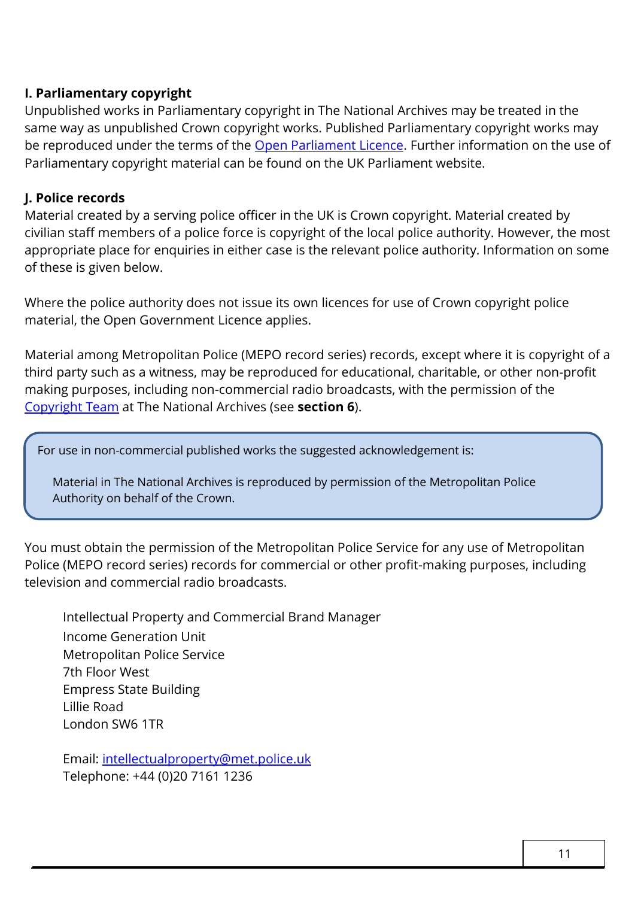**I. Parliamentary copyright**

Unpublished works in Parliamentary copyright in The National Archives may be treated in the same way as unpublished Crown copyright works. Published Parliamentary copyright works may be reproduced under the terms of the [Open Parliament Licence](). Further information on the use of Parliamentary copyright material can be found on the UK Parliament website.

**J. Police records**

Material created by a serving police officer in the UK is Crown copyright. Material created by civilian staff members of a police force is copyright of the local police authority. However, the most appropriate place for enquiries in either case is the relevant police authority. Information on some of these is given below.

Where the police authority does not issue its own licences for use of Crown copyright police material, the Open Government Licence applies.

Material among Metropolitan Police (MEPO record series) records, except where it is copyright of a third party such as a witness, may be reproduced for educational, charitable, or other non-profit making purposes, including non-commercial radio broadcasts, with the permission of the [Copyright Team]() at The National Archives (see **section 6**).

> For use in non-commercial published works the suggested acknowledgement is:
>
> Material in The National Archives is reproduced by permission of the Metropolitan Police Authority on behalf of the Crown.

You must obtain the permission of the Metropolitan Police Service for any use of Metropolitan Police (MEPO record series) records for commercial or other profit-making purposes, including television and commercial radio broadcasts.

Intellectual Property and Commercial Brand Manager
Income Generation Unit
Metropolitan Police Service
7th Floor West
Empress State Building
Lillie Road
London SW6 1TR

Email: [intellectualproperty@met.police.uk](mailto:intellectualproperty@met.police.uk)
Telephone: +44 (0)20 7161 1236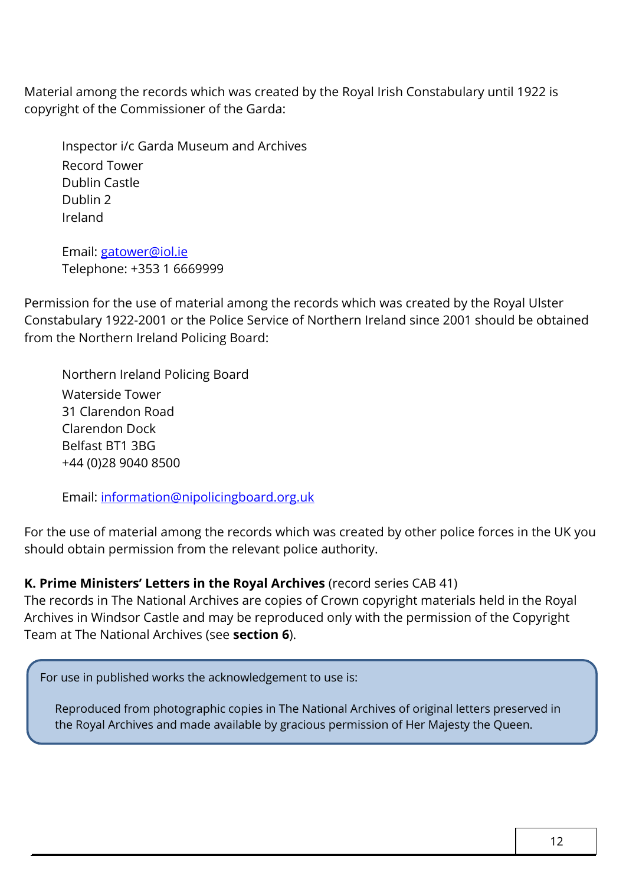Material among the records which was created by the Royal Irish Constabulary until 1922 is copyright of the Commissioner of the Garda:

> Inspector i/c Garda Museum and Archives
> Record Tower
> Dublin Castle
> Dublin 2
> Ireland
>
> Email: gatower@iol.ie
> Telephone: +353 1 6669999

Permission for the use of material among the records which was created by the Royal Ulster Constabulary 1922-2001 or the Police Service of Northern Ireland since 2001 should be obtained from the Northern Ireland Policing Board:

> Northern Ireland Policing Board
> Waterside Tower
> 31 Clarendon Road
> Clarendon Dock
> Belfast BT1 3BG
> +44 (0)28 9040 8500
>
> Email: information@nipolicingboard.org.uk

For the use of material among the records which was created by other police forces in the UK you should obtain permission from the relevant police authority.

**K. Prime Ministers' Letters in the Royal Archives** (record series CAB 41)
The records in The National Archives are copies of Crown copyright materials held in the Royal Archives in Windsor Castle and may be reproduced only with the permission of the Copyright Team at The National Archives (see **section 6**).

> For use in published works the acknowledgement to use is:
>
> Reproduced from photographic copies in The National Archives of original letters preserved in the Royal Archives and made available by gracious permission of Her Majesty the Queen.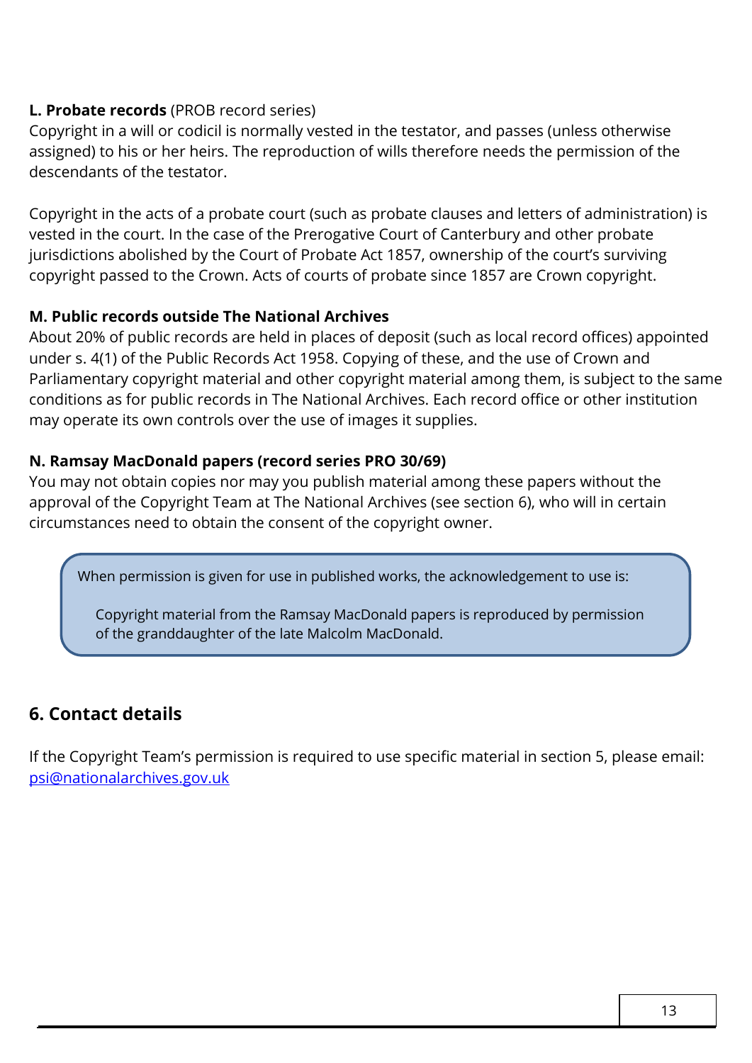**L. Probate records** (PROB record series)
Copyright in a will or codicil is normally vested in the testator, and passes (unless otherwise assigned) to his or her heirs. The reproduction of wills therefore needs the permission of the descendants of the testator.

Copyright in the acts of a probate court (such as probate clauses and letters of administration) is vested in the court. In the case of the Prerogative Court of Canterbury and other probate jurisdictions abolished by the Court of Probate Act 1857, ownership of the court's surviving copyright passed to the Crown. Acts of courts of probate since 1857 are Crown copyright.

**M. Public records outside The National Archives**
About 20% of public records are held in places of deposit (such as local record offices) appointed under s. 4(1) of the Public Records Act 1958. Copying of these, and the use of Crown and Parliamentary copyright material and other copyright material among them, is subject to the same conditions as for public records in The National Archives. Each record office or other institution may operate its own controls over the use of images it supplies.

**N. Ramsay MacDonald papers (record series PRO 30/69)**
You may not obtain copies nor may you publish material among these papers without the approval of the Copyright Team at The National Archives (see section 6), who will in certain circumstances need to obtain the consent of the copyright owner.

> When permission is given for use in published works, the acknowledgement to use is:
>
> Copyright material from the Ramsay MacDonald papers is reproduced by permission of the granddaughter of the late Malcolm MacDonald.

## 6. Contact details

If the Copyright Team's permission is required to use specific material in section 5, please email: psi@nationalarchives.gov.uk